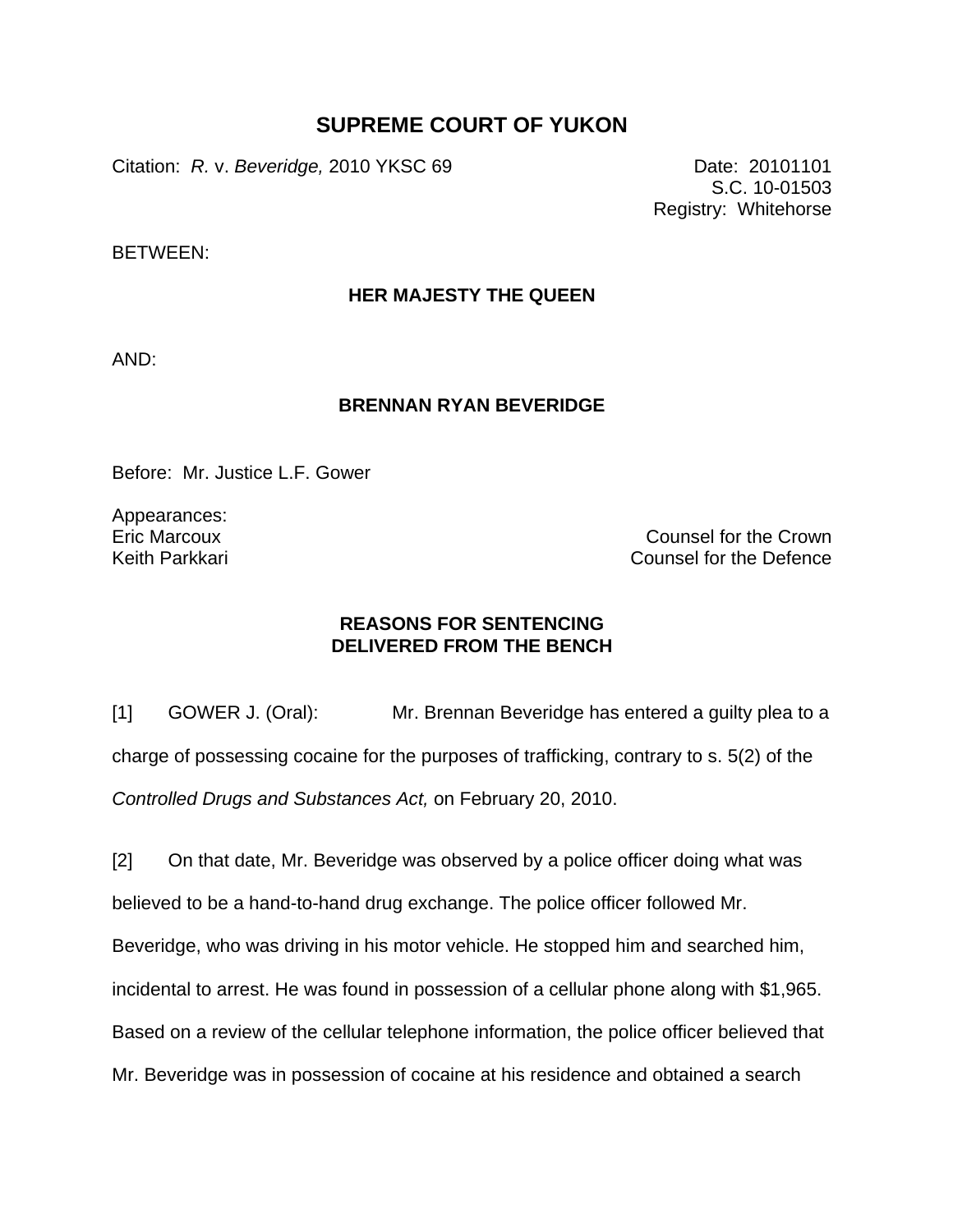# SUPREME COURT OF YUKON

Citation: *R.* v. *Beveridge,* 2010 YKSC 69

Date: 20101101
S.C. 10-01503
Registry: Whitehorse

BETWEEN:

**HER MAJESTY THE QUEEN**

AND:

**BRENNAN RYAN BEVERIDGE**

Before: Mr. Justice L.F. Gower

Appearances:
Eric Marcoux — Counsel for the Crown
Keith Parkkari — Counsel for the Defence

## REASONS FOR SENTENCING DELIVERED FROM THE BENCH

[1] GOWER J. (Oral): Mr. Brennan Beveridge has entered a guilty plea to a charge of possessing cocaine for the purposes of trafficking, contrary to s. 5(2) of the *Controlled Drugs and Substances Act,* on February 20, 2010.

[2] On that date, Mr. Beveridge was observed by a police officer doing what was believed to be a hand-to-hand drug exchange. The police officer followed Mr. Beveridge, who was driving in his motor vehicle. He stopped him and searched him, incidental to arrest. He was found in possession of a cellular phone along with $1,965. Based on a review of the cellular telephone information, the police officer believed that Mr. Beveridge was in possession of cocaine at his residence and obtained a search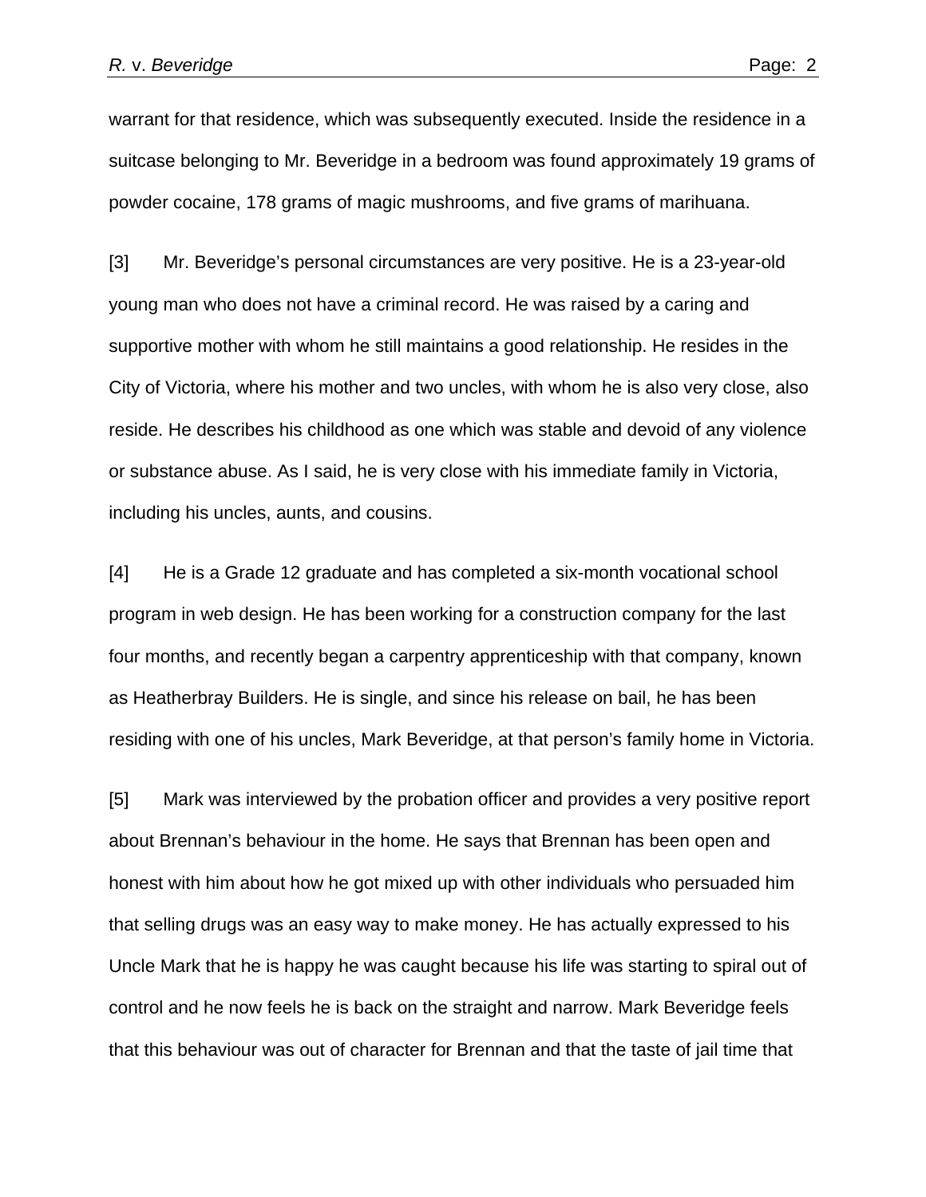warrant for that residence, which was subsequently executed. Inside the residence in a suitcase belonging to Mr. Beveridge in a bedroom was found approximately 19 grams of powder cocaine, 178 grams of magic mushrooms, and five grams of marihuana.

[3] Mr. Beveridge's personal circumstances are very positive. He is a 23-year-old young man who does not have a criminal record. He was raised by a caring and supportive mother with whom he still maintains a good relationship. He resides in the City of Victoria, where his mother and two uncles, with whom he is also very close, also reside. He describes his childhood as one which was stable and devoid of any violence or substance abuse. As I said, he is very close with his immediate family in Victoria, including his uncles, aunts, and cousins.

[4] He is a Grade 12 graduate and has completed a six-month vocational school program in web design. He has been working for a construction company for the last four months, and recently began a carpentry apprenticeship with that company, known as Heatherbray Builders. He is single, and since his release on bail, he has been residing with one of his uncles, Mark Beveridge, at that person's family home in Victoria.

[5] Mark was interviewed by the probation officer and provides a very positive report about Brennan's behaviour in the home. He says that Brennan has been open and honest with him about how he got mixed up with other individuals who persuaded him that selling drugs was an easy way to make money. He has actually expressed to his Uncle Mark that he is happy he was caught because his life was starting to spiral out of control and he now feels he is back on the straight and narrow. Mark Beveridge feels that this behaviour was out of character for Brennan and that the taste of jail time that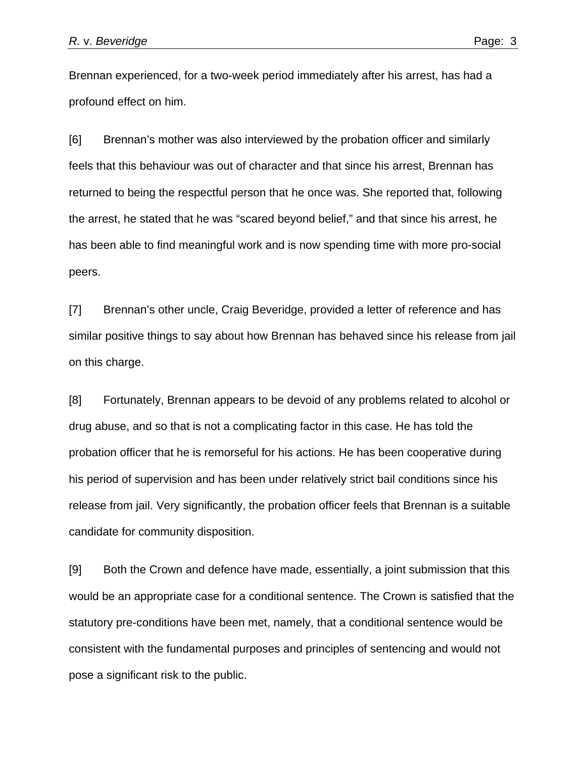Brennan experienced, for a two-week period immediately after his arrest, has had a profound effect on him.

[6] Brennan's mother was also interviewed by the probation officer and similarly feels that this behaviour was out of character and that since his arrest, Brennan has returned to being the respectful person that he once was. She reported that, following the arrest, he stated that he was "scared beyond belief," and that since his arrest, he has been able to find meaningful work and is now spending time with more pro-social peers.

[7] Brennan's other uncle, Craig Beveridge, provided a letter of reference and has similar positive things to say about how Brennan has behaved since his release from jail on this charge.

[8] Fortunately, Brennan appears to be devoid of any problems related to alcohol or drug abuse, and so that is not a complicating factor in this case. He has told the probation officer that he is remorseful for his actions. He has been cooperative during his period of supervision and has been under relatively strict bail conditions since his release from jail. Very significantly, the probation officer feels that Brennan is a suitable candidate for community disposition.

[9] Both the Crown and defence have made, essentially, a joint submission that this would be an appropriate case for a conditional sentence. The Crown is satisfied that the statutory pre-conditions have been met, namely, that a conditional sentence would be consistent with the fundamental purposes and principles of sentencing and would not pose a significant risk to the public.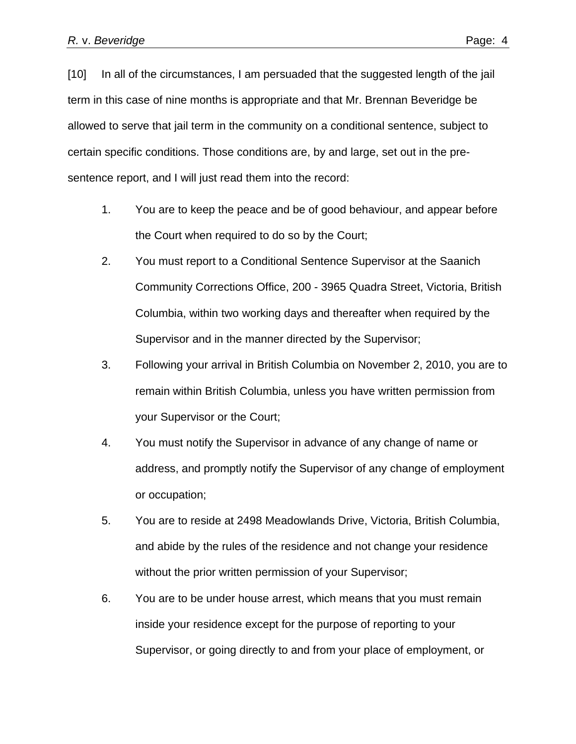[10] In all of the circumstances, I am persuaded that the suggested length of the jail term in this case of nine months is appropriate and that Mr. Brennan Beveridge be allowed to serve that jail term in the community on a conditional sentence, subject to certain specific conditions. Those conditions are, by and large, set out in the pre-sentence report, and I will just read them into the record:

1. You are to keep the peace and be of good behaviour, and appear before the Court when required to do so by the Court;
2. You must report to a Conditional Sentence Supervisor at the Saanich Community Corrections Office, 200 - 3965 Quadra Street, Victoria, British Columbia, within two working days and thereafter when required by the Supervisor and in the manner directed by the Supervisor;
3. Following your arrival in British Columbia on November 2, 2010, you are to remain within British Columbia, unless you have written permission from your Supervisor or the Court;
4. You must notify the Supervisor in advance of any change of name or address, and promptly notify the Supervisor of any change of employment or occupation;
5. You are to reside at 2498 Meadowlands Drive, Victoria, British Columbia, and abide by the rules of the residence and not change your residence without the prior written permission of your Supervisor;
6. You are to be under house arrest, which means that you must remain inside your residence except for the purpose of reporting to your Supervisor, or going directly to and from your place of employment, or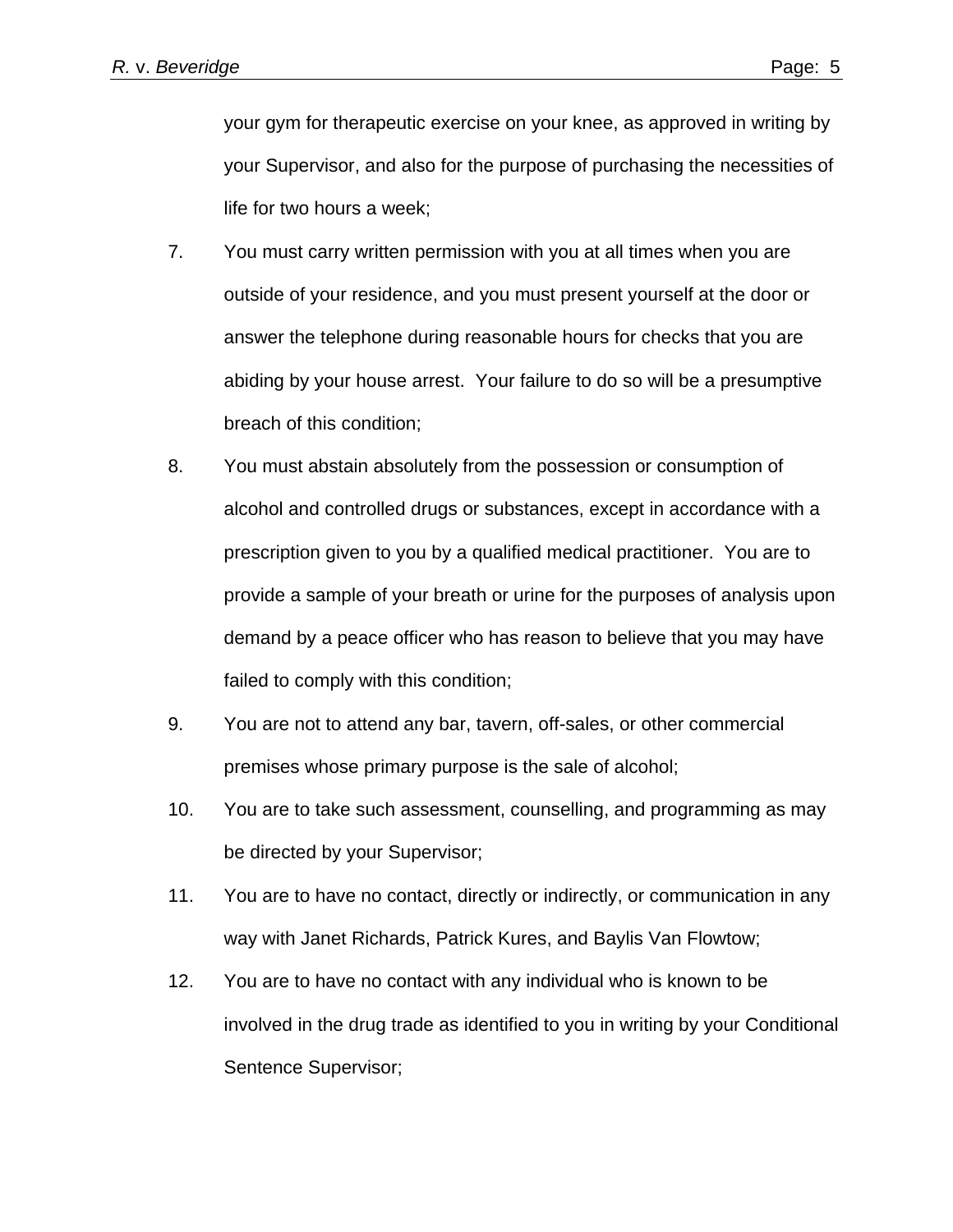your gym for therapeutic exercise on your knee, as approved in writing by your Supervisor, and also for the purpose of purchasing the necessities of life for two hours a week;

7. You must carry written permission with you at all times when you are outside of your residence, and you must present yourself at the door or answer the telephone during reasonable hours for checks that you are abiding by your house arrest. Your failure to do so will be a presumptive breach of this condition;

8. You must abstain absolutely from the possession or consumption of alcohol and controlled drugs or substances, except in accordance with a prescription given to you by a qualified medical practitioner. You are to provide a sample of your breath or urine for the purposes of analysis upon demand by a peace officer who has reason to believe that you may have failed to comply with this condition;

9. You are not to attend any bar, tavern, off-sales, or other commercial premises whose primary purpose is the sale of alcohol;

10. You are to take such assessment, counselling, and programming as may be directed by your Supervisor;

11. You are to have no contact, directly or indirectly, or communication in any way with Janet Richards, Patrick Kures, and Baylis Van Flowtow;

12. You are to have no contact with any individual who is known to be involved in the drug trade as identified to you in writing by your Conditional Sentence Supervisor;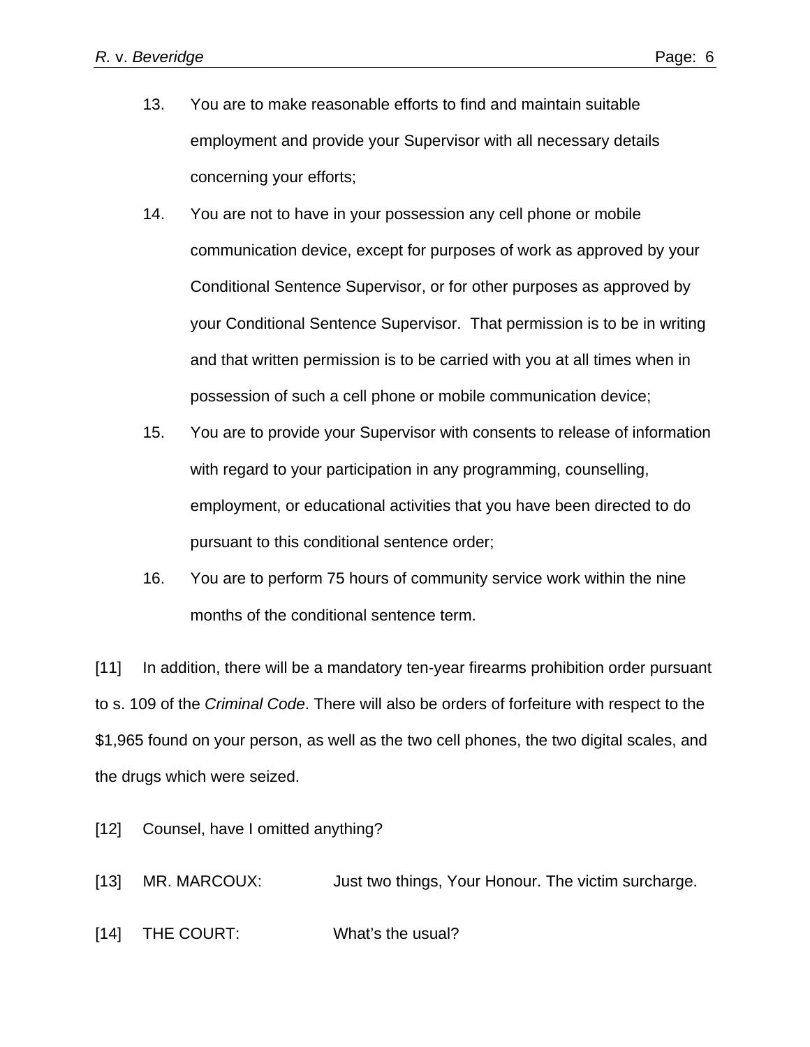13. You are to make reasonable efforts to find and maintain suitable employment and provide your Supervisor with all necessary details concerning your efforts;

14. You are not to have in your possession any cell phone or mobile communication device, except for purposes of work as approved by your Conditional Sentence Supervisor, or for other purposes as approved by your Conditional Sentence Supervisor. That permission is to be in writing and that written permission is to be carried with you at all times when in possession of such a cell phone or mobile communication device;

15. You are to provide your Supervisor with consents to release of information with regard to your participation in any programming, counselling, employment, or educational activities that you have been directed to do pursuant to this conditional sentence order;

16. You are to perform 75 hours of community service work within the nine months of the conditional sentence term.

[11] In addition, there will be a mandatory ten-year firearms prohibition order pursuant to s. 109 of the *Criminal Code*. There will also be orders of forfeiture with respect to the $1,965 found on your person, as well as the two cell phones, the two digital scales, and the drugs which were seized.

[12] Counsel, have I omitted anything?

[13] MR. MARCOUX: Just two things, Your Honour. The victim surcharge.

[14] THE COURT: What's the usual?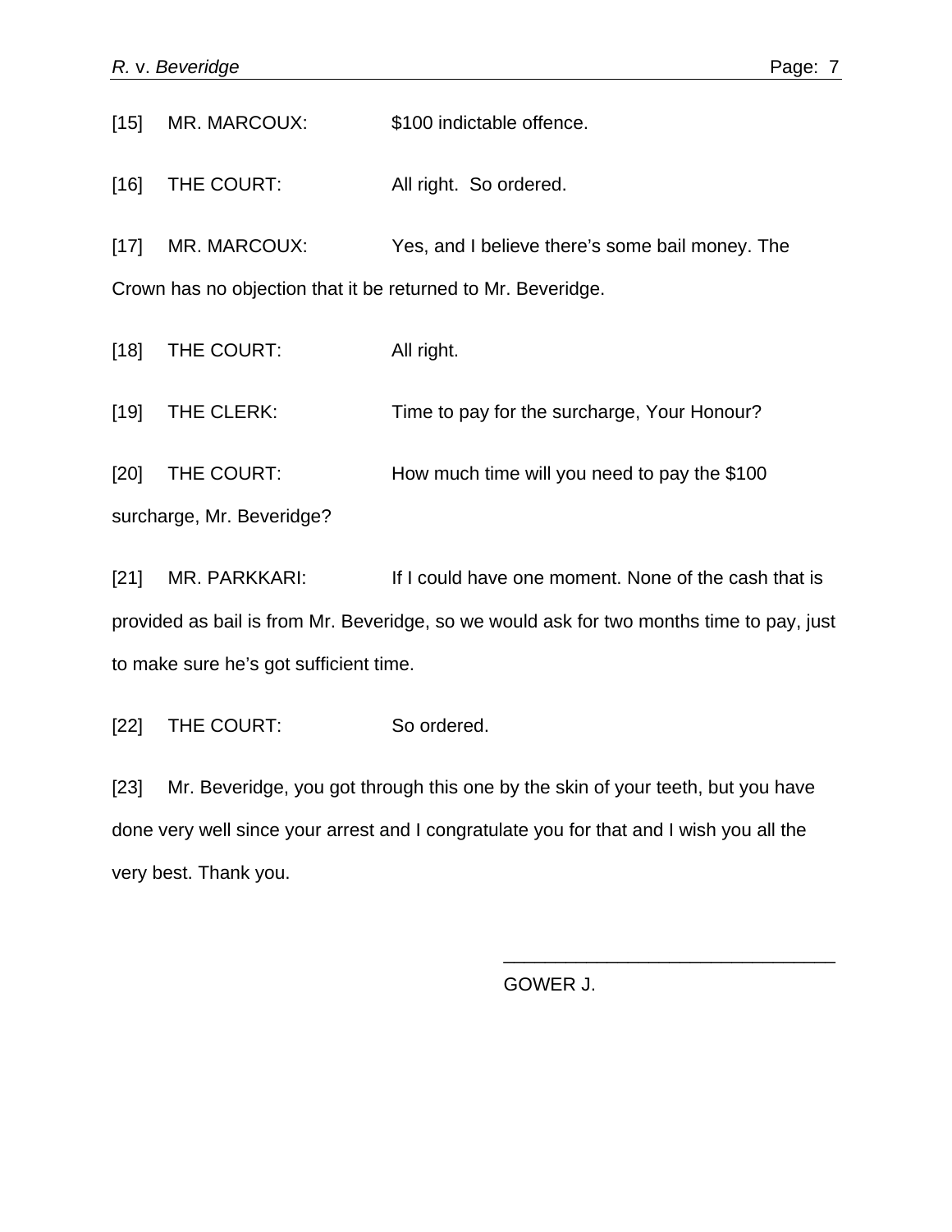[15] MR. MARCOUX: $100 indictable offence.

[16] THE COURT: All right. So ordered.

[17] MR. MARCOUX: Yes, and I believe there's some bail money. The Crown has no objection that it be returned to Mr. Beveridge.

[18] THE COURT: All right.

[19] THE CLERK: Time to pay for the surcharge, Your Honour?

[20] THE COURT: How much time will you need to pay the $100 surcharge, Mr. Beveridge?

[21] MR. PARKKARI: If I could have one moment. None of the cash that is provided as bail is from Mr. Beveridge, so we would ask for two months time to pay, just to make sure he's got sufficient time.

[22] THE COURT: So ordered.

[23] Mr. Beveridge, you got through this one by the skin of your teeth, but you have done very well since your arrest and I congratulate you for that and I wish you all the very best. Thank you.

\_\_\_\_\_\_\_\_\_\_\_\_\_\_\_\_\_\_\_\_\_\_\_\_\_\_\_\_\_\_\_\_

GOWER J.